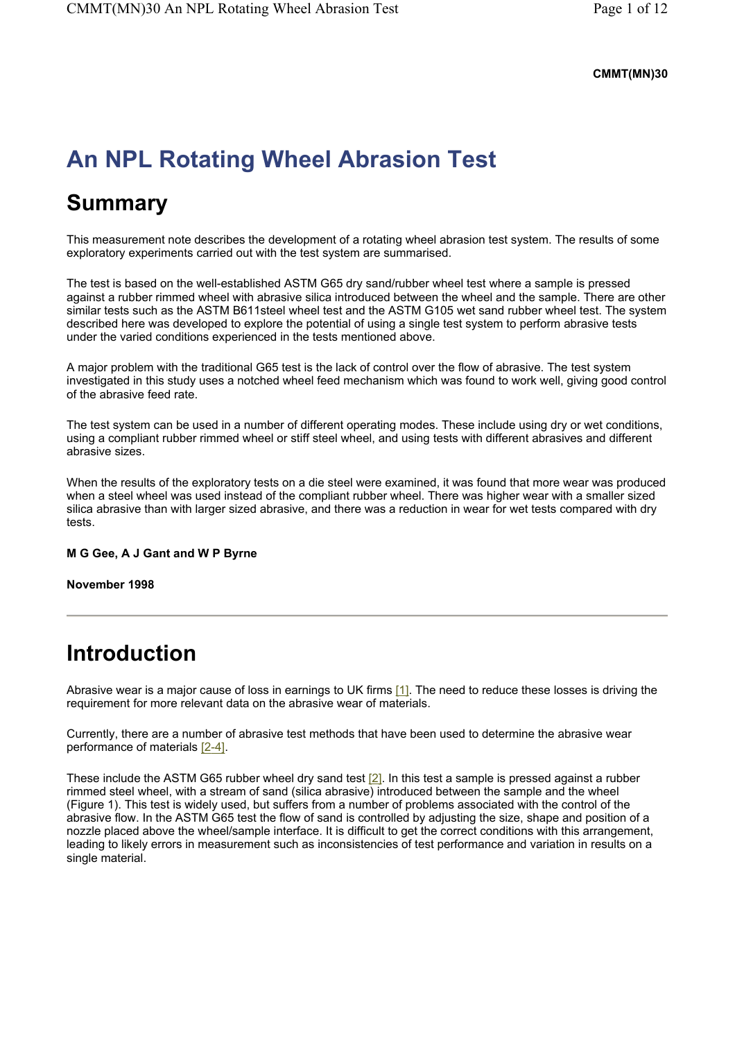CMMT(MN)30

# An NPL Rotating Wheel Abrasion Test

## Summary

This measurement note describes the development of a rotating wheel abrasion test system. The results of some exploratory experiments carried out with the test system are summarised.

The test is based on the well-established ASTM G65 dry sand/rubber wheel test where a sample is pressed against a rubber rimmed wheel with abrasive silica introduced between the wheel and the sample. There are other similar tests such as the ASTM B611steel wheel test and the ASTM G105 wet sand rubber wheel test. The system described here was developed to explore the potential of using a single test system to perform abrasive tests under the varied conditions experienced in the tests mentioned above.

A major problem with the traditional G65 test is the lack of control over the flow of abrasive. The test system investigated in this study uses a notched wheel feed mechanism which was found to work well, giving good control of the abrasive feed rate.

The test system can be used in a number of different operating modes. These include using dry or wet conditions, using a compliant rubber rimmed wheel or stiff steel wheel, and using tests with different abrasives and different abrasive sizes.

When the results of the exploratory tests on a die steel were examined, it was found that more wear was produced when a steel wheel was used instead of the compliant rubber wheel. There was higher wear with a smaller sized silica abrasive than with larger sized abrasive, and there was a reduction in wear for wet tests compared with dry tests.

**M G Gee, A J Gant and W P Byrne**

**November 1998**

---

# Introduction

Abrasive wear is a major cause of loss in earnings to UK firms [1]. The need to reduce these losses is driving the requirement for more relevant data on the abrasive wear of materials.

Currently, there are a number of abrasive test methods that have been used to determine the abrasive wear performance of materials [2-4].

These include the ASTM G65 rubber wheel dry sand test [2]. In this test a sample is pressed against a rubber rimmed steel wheel, with a stream of sand (silica abrasive) introduced between the sample and the wheel (Figure 1). This test is widely used, but suffers from a number of problems associated with the control of the abrasive flow. In the ASTM G65 test the flow of sand is controlled by adjusting the size, shape and position of a nozzle placed above the wheel/sample interface. It is difficult to get the correct conditions with this arrangement, leading to likely errors in measurement such as inconsistencies of test performance and variation in results on a single material.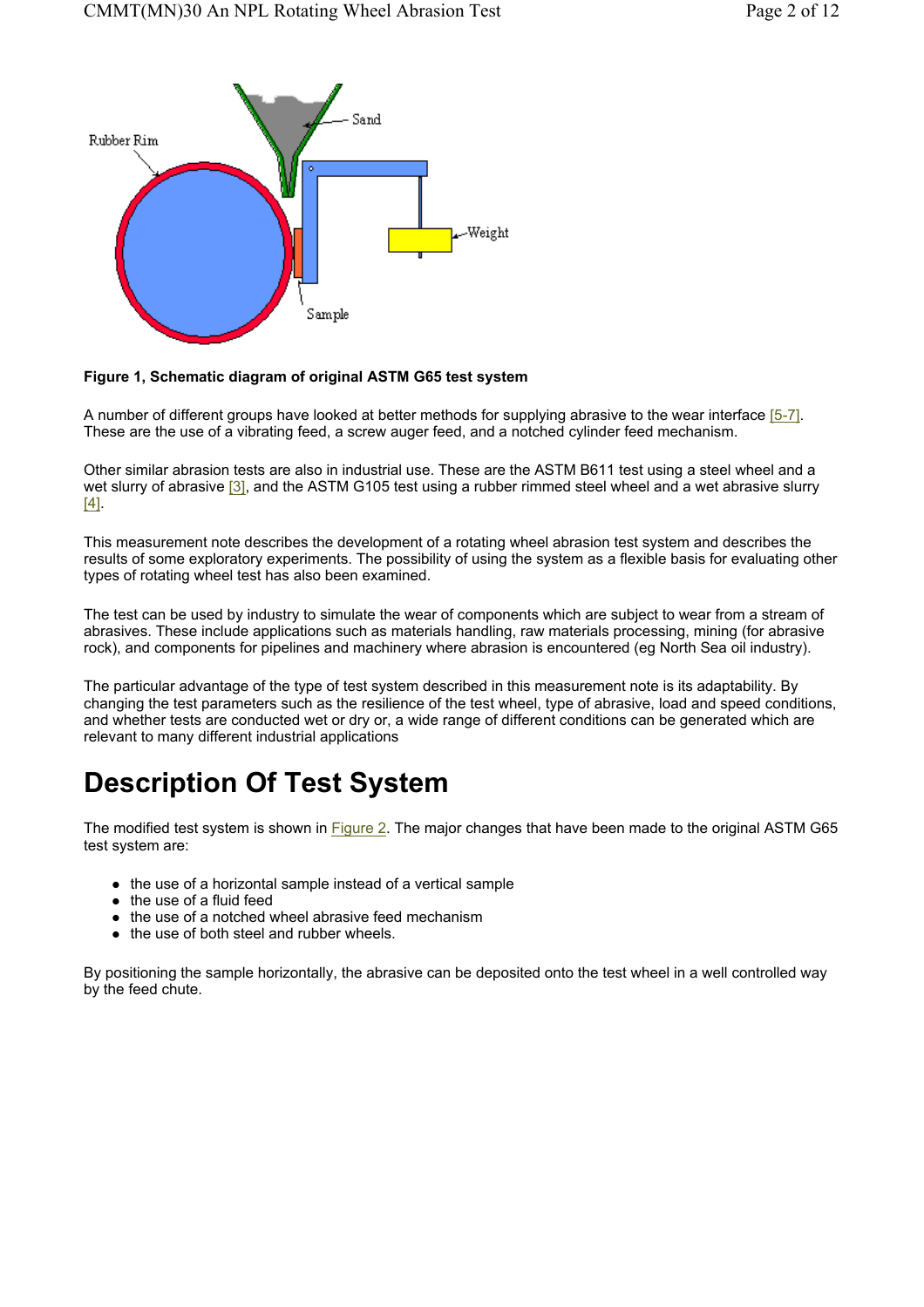**Figure 1, Schematic diagram of original ASTM G65 test system**

A number of different groups have looked at better methods for supplying abrasive to the wear interface [5-7]. These are the use of a vibrating feed, a screw auger feed, and a notched cylinder feed mechanism.

Other similar abrasion tests are also in industrial use. These are the ASTM B611 test using a steel wheel and a wet slurry of abrasive [3], and the ASTM G105 test using a rubber rimmed steel wheel and a wet abrasive slurry [4].

This measurement note describes the development of a rotating wheel abrasion test system and describes the results of some exploratory experiments. The possibility of using the system as a flexible basis for evaluating other types of rotating wheel test has also been examined.

The test can be used by industry to simulate the wear of components which are subject to wear from a stream of abrasives. These include applications such as materials handling, raw materials processing, mining (for abrasive rock), and components for pipelines and machinery where abrasion is encountered (eg North Sea oil industry).

The particular advantage of the type of test system described in this measurement note is its adaptability. By changing the test parameters such as the resilience of the test wheel, type of abrasive, load and speed conditions, and whether tests are conducted wet or dry or, a wide range of different conditions can be generated which are relevant to many different industrial applications

# Description Of Test System

The modified test system is shown in Figure 2. The major changes that have been made to the original ASTM G65 test system are:

- the use of a horizontal sample instead of a vertical sample
- the use of a fluid feed
- the use of a notched wheel abrasive feed mechanism
- the use of both steel and rubber wheels.

By positioning the sample horizontally, the abrasive can be deposited onto the test wheel in a well controlled way by the feed chute.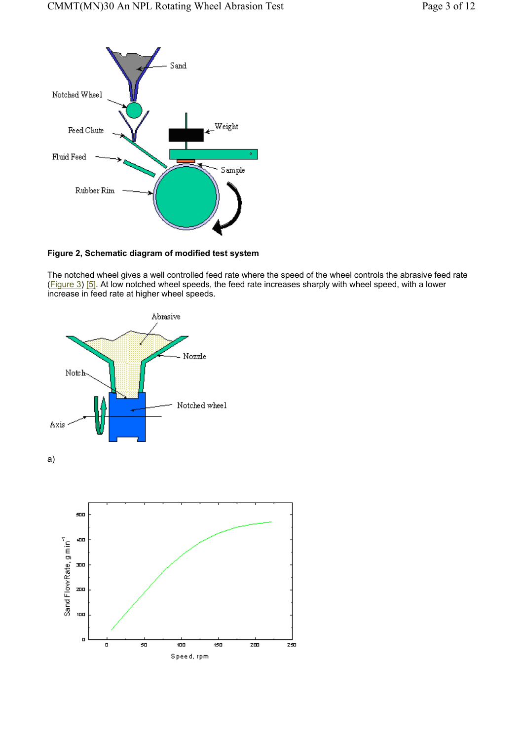**Figure 2, Schematic diagram of modified test system**

The notched wheel gives a well controlled feed rate where the speed of the wheel controls the abrasive feed rate (Figure 3) [5]. At low notched wheel speeds, the feed rate increases sharply with wheel speed, with a lower increase in feed rate at higher wheel speeds.

a)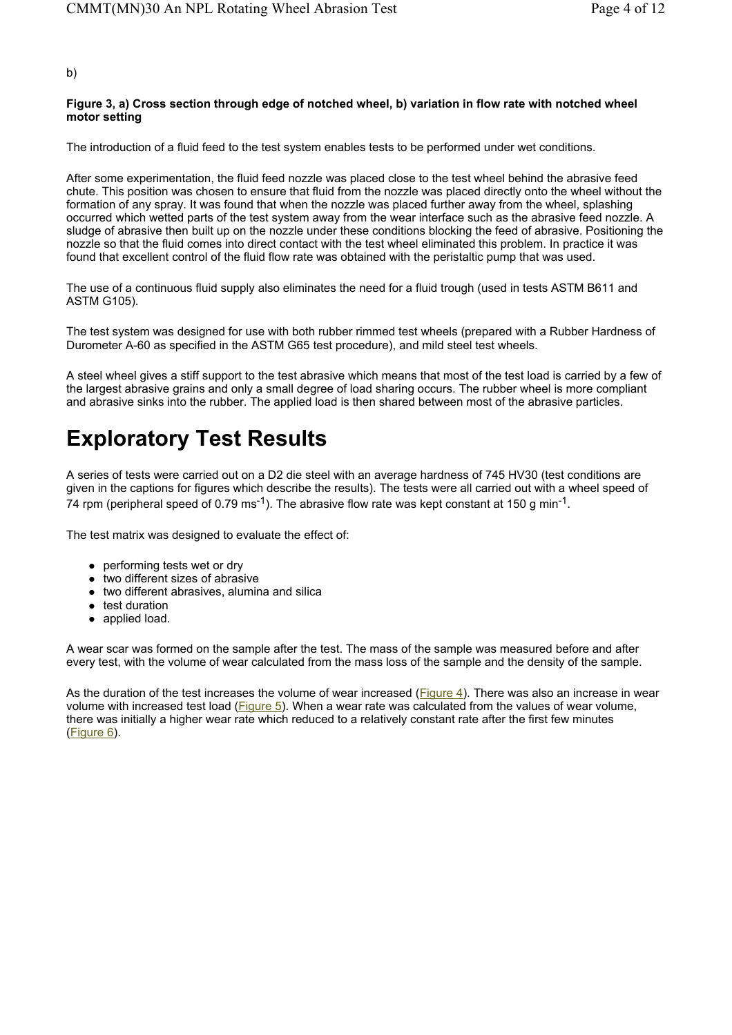b)

**Figure 3, a) Cross section through edge of notched wheel, b) variation in flow rate with notched wheel motor setting**

The introduction of a fluid feed to the test system enables tests to be performed under wet conditions.

After some experimentation, the fluid feed nozzle was placed close to the test wheel behind the abrasive feed chute. This position was chosen to ensure that fluid from the nozzle was placed directly onto the wheel without the formation of any spray. It was found that when the nozzle was placed further away from the wheel, splashing occurred which wetted parts of the test system away from the wear interface such as the abrasive feed nozzle. A sludge of abrasive then built up on the nozzle under these conditions blocking the feed of abrasive. Positioning the nozzle so that the fluid comes into direct contact with the test wheel eliminated this problem. In practice it was found that excellent control of the fluid flow rate was obtained with the peristaltic pump that was used.

The use of a continuous fluid supply also eliminates the need for a fluid trough (used in tests ASTM B611 and ASTM G105).

The test system was designed for use with both rubber rimmed test wheels (prepared with a Rubber Hardness of Durometer A-60 as specified in the ASTM G65 test procedure), and mild steel test wheels.

A steel wheel gives a stiff support to the test abrasive which means that most of the test load is carried by a few of the largest abrasive grains and only a small degree of load sharing occurs. The rubber wheel is more compliant and abrasive sinks into the rubber. The applied load is then shared between most of the abrasive particles.

# Exploratory Test Results

A series of tests were carried out on a D2 die steel with an average hardness of 745 HV30 (test conditions are given in the captions for figures which describe the results). The tests were all carried out with a wheel speed of 74 rpm (peripheral speed of 0.79 $ms^{-1}$). The abrasive flow rate was kept constant at 150 g $min^{-1}$.

The test matrix was designed to evaluate the effect of:

- performing tests wet or dry
- two different sizes of abrasive
- two different abrasives, alumina and silica
- test duration
- applied load.

A wear scar was formed on the sample after the test. The mass of the sample was measured before and after every test, with the volume of wear calculated from the mass loss of the sample and the density of the sample.

As the duration of the test increases the volume of wear increased (Figure 4). There was also an increase in wear volume with increased test load (Figure 5). When a wear rate was calculated from the values of wear volume, there was initially a higher wear rate which reduced to a relatively constant rate after the first few minutes (Figure 6).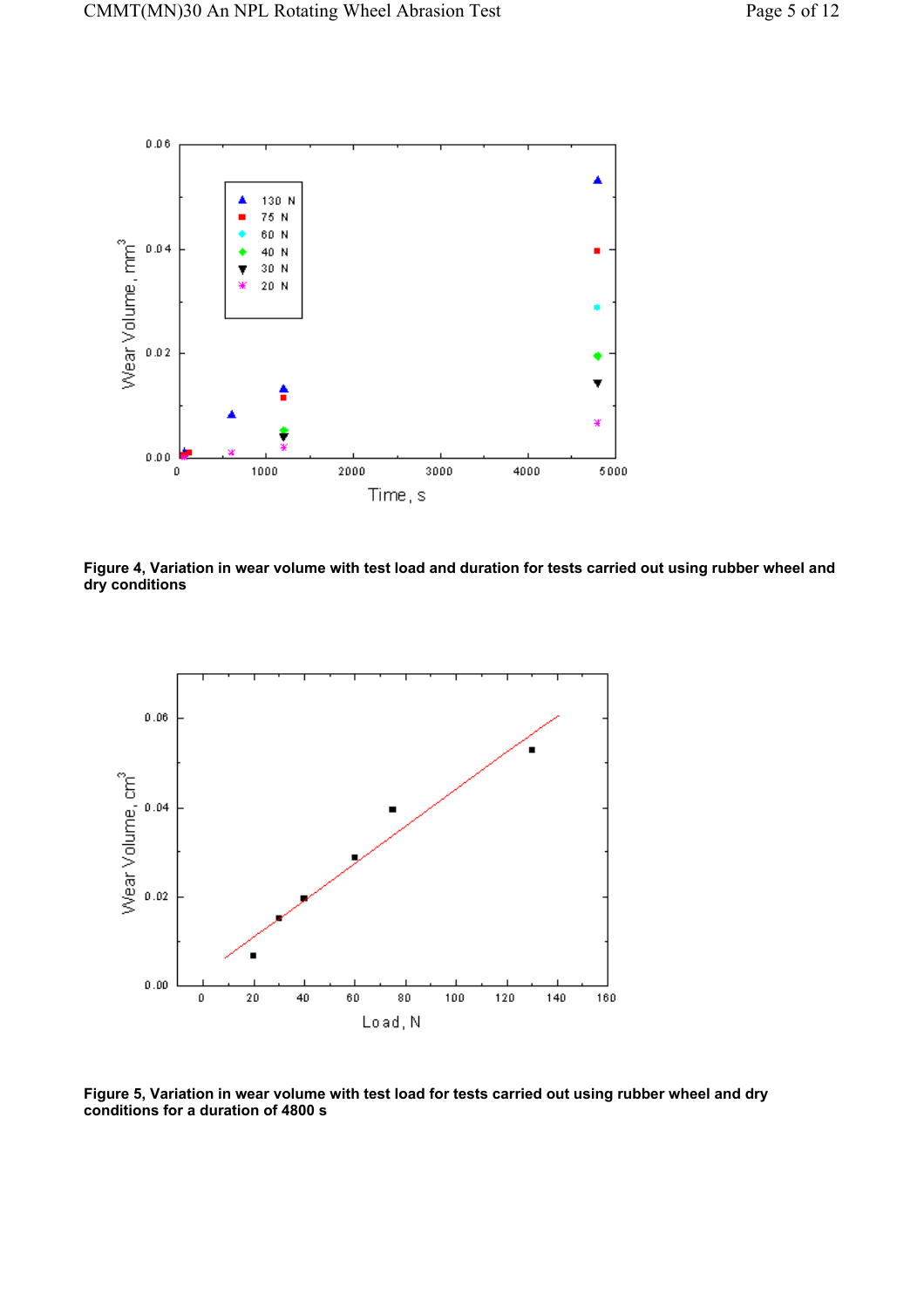Figure 4, Variation in wear volume with test load and duration for tests carried out using rubber wheel and dry conditions

Figure 5, Variation in wear volume with test load for tests carried out using rubber wheel and dry conditions for a duration of 4800 s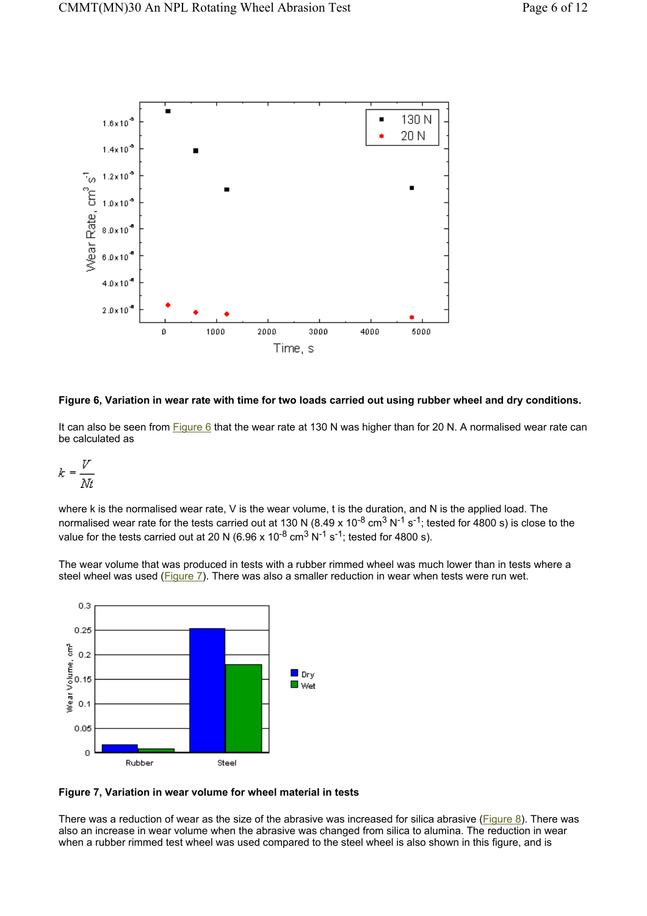**Figure 6, Variation in wear rate with time for two loads carried out using rubber wheel and dry conditions.**

It can also be seen from Figure 6 that the wear rate at 130 N was higher than for 20 N. A normalised wear rate can be calculated as

$$k = \frac{V}{Nt}$$

where k is the normalised wear rate, V is the wear volume, t is the duration, and N is the applied load. The normalised wear rate for the tests carried out at 130 N ($8.49 \times 10^{-8}$ cm$^3$ N$^{-1}$ s$^{-1}$; tested for 4800 s) is close to the value for the tests carried out at 20 N ($6.96 \times 10^{-8}$ cm$^3$ N$^{-1}$ s$^{-1}$; tested for 4800 s).

The wear volume that was produced in tests with a rubber rimmed wheel was much lower than in tests where a steel wheel was used (Figure 7). There was also a smaller reduction in wear when tests were run wet.

**Figure 7, Variation in wear volume for wheel material in tests**

There was a reduction of wear as the size of the abrasive was increased for silica abrasive (Figure 8). There was also an increase in wear volume when the abrasive was changed from silica to alumina. The reduction in wear when a rubber rimmed test wheel was used compared to the steel wheel is also shown in this figure, and is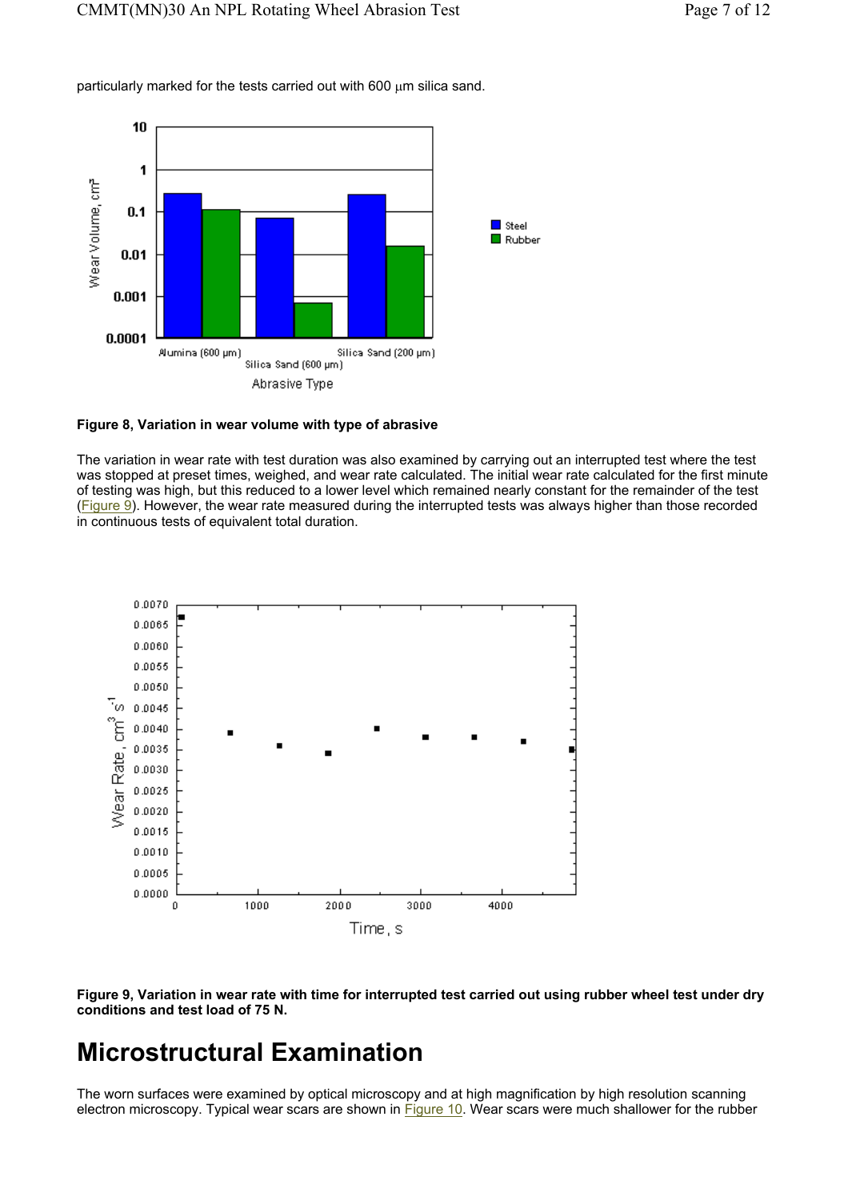particularly marked for the tests carried out with 600 μm silica sand.

**Figure 8, Variation in wear volume with type of abrasive**

The variation in wear rate with test duration was also examined by carrying out an interrupted test where the test was stopped at preset times, weighed, and wear rate calculated. The initial wear rate calculated for the first minute of testing was high, but this reduced to a lower level which remained nearly constant for the remainder of the test (Figure 9). However, the wear rate measured during the interrupted tests was always higher than those recorded in continuous tests of equivalent total duration.

**Figure 9, Variation in wear rate with time for interrupted test carried out using rubber wheel test under dry conditions and test load of 75 N.**

# Microstructural Examination

The worn surfaces were examined by optical microscopy and at high magnification by high resolution scanning electron microscopy. Typical wear scars are shown in Figure 10. Wear scars were much shallower for the rubber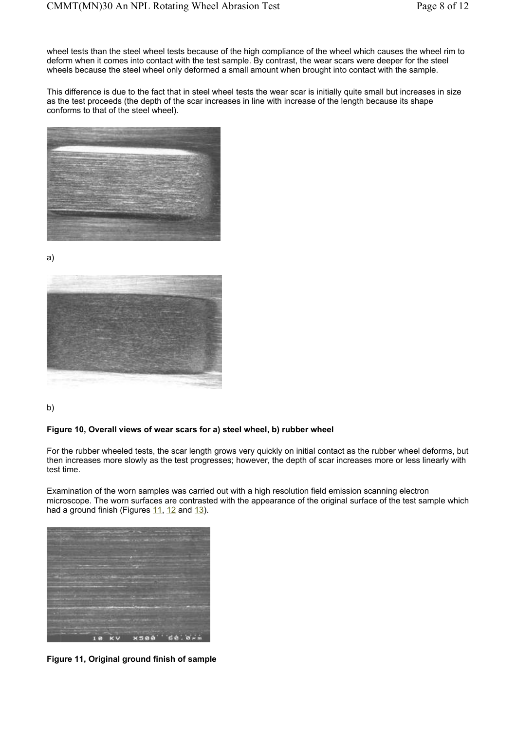wheel tests than the steel wheel tests because of the high compliance of the wheel which causes the wheel rim to deform when it comes into contact with the test sample. By contrast, the wear scars were deeper for the steel wheels because the steel wheel only deformed a small amount when brought into contact with the sample.

This difference is due to the fact that in steel wheel tests the wear scar is initially quite small but increases in size as the test proceeds (the depth of the scar increases in line with increase of the length because its shape conforms to that of the steel wheel).

a)

b)

**Figure 10, Overall views of wear scars for a) steel wheel, b) rubber wheel**

For the rubber wheeled tests, the scar length grows very quickly on initial contact as the rubber wheel deforms, but then increases more slowly as the test progresses; however, the depth of scar increases more or less linearly with test time.

Examination of the worn samples was carried out with a high resolution field emission scanning electron microscope. The worn surfaces are contrasted with the appearance of the original surface of the test sample which had a ground finish (Figures 11, 12 and 13).

**Figure 11, Original ground finish of sample**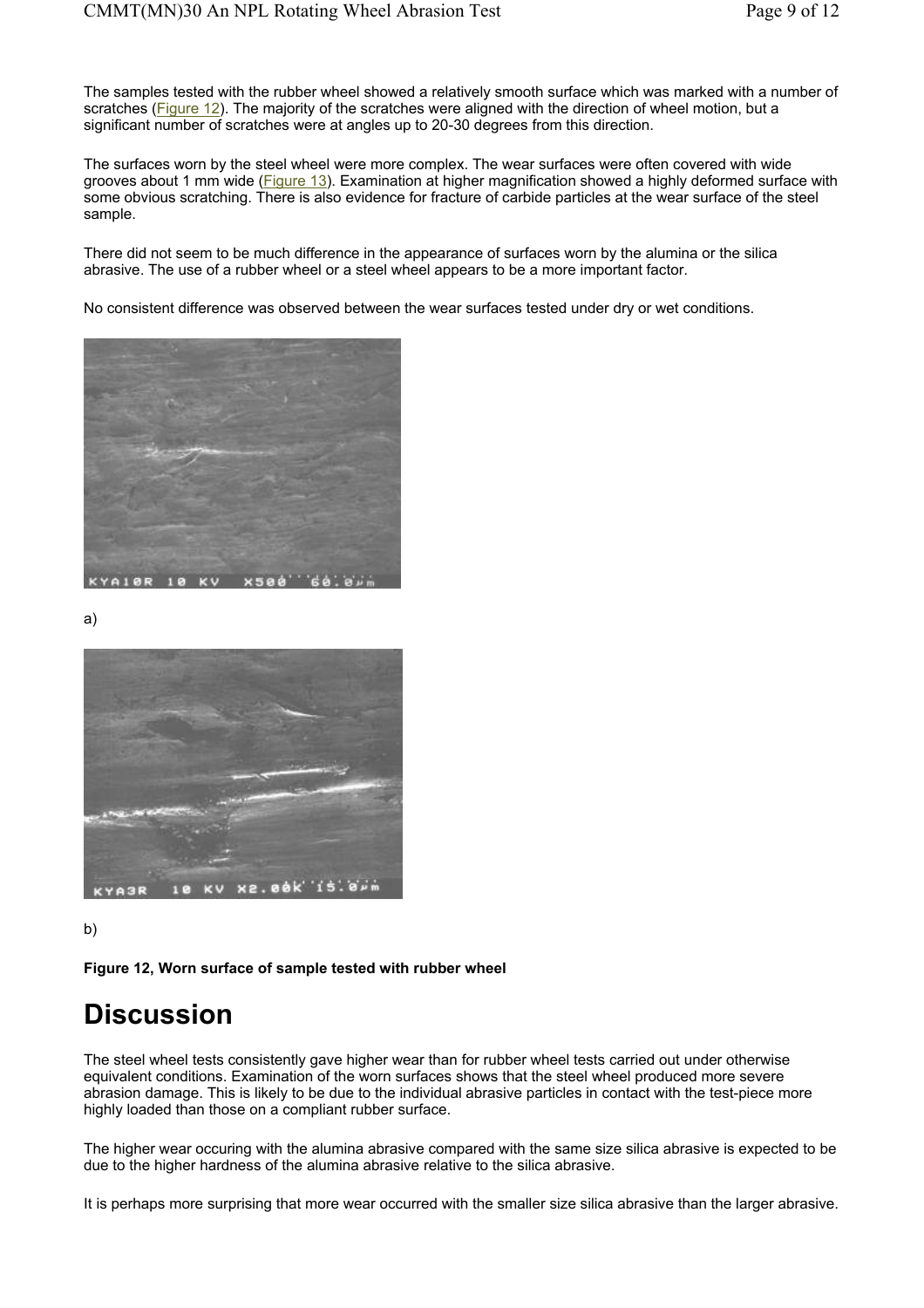The samples tested with the rubber wheel showed a relatively smooth surface which was marked with a number of scratches (Figure 12). The majority of the scratches were aligned with the direction of wheel motion, but a significant number of scratches were at angles up to 20-30 degrees from this direction.

The surfaces worn by the steel wheel were more complex. The wear surfaces were often covered with wide grooves about 1 mm wide (Figure 13). Examination at higher magnification showed a highly deformed surface with some obvious scratching. There is also evidence for fracture of carbide particles at the wear surface of the steel sample.

There did not seem to be much difference in the appearance of surfaces worn by the alumina or the silica abrasive. The use of a rubber wheel or a steel wheel appears to be a more important factor.

No consistent difference was observed between the wear surfaces tested under dry or wet conditions.

a)

b)

**Figure 12, Worn surface of sample tested with rubber wheel**

# Discussion

The steel wheel tests consistently gave higher wear than for rubber wheel tests carried out under otherwise equivalent conditions. Examination of the worn surfaces shows that the steel wheel produced more severe abrasion damage. This is likely to be due to the individual abrasive particles in contact with the test-piece more highly loaded than those on a compliant rubber surface.

The higher wear occuring with the alumina abrasive compared with the same size silica abrasive is expected to be due to the higher hardness of the alumina abrasive relative to the silica abrasive.

It is perhaps more surprising that more wear occurred with the smaller size silica abrasive than the larger abrasive.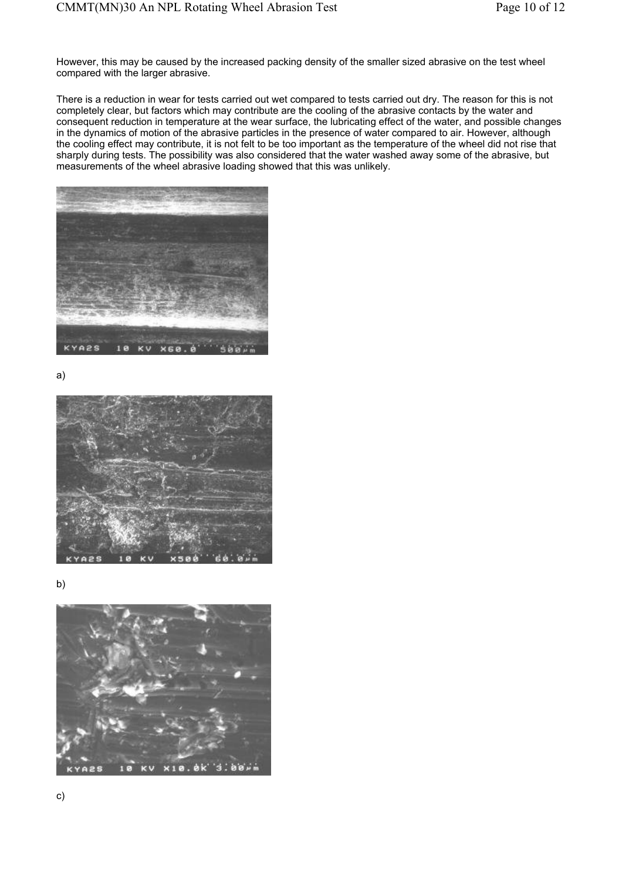However, this may be caused by the increased packing density of the smaller sized abrasive on the test wheel compared with the larger abrasive.

There is a reduction in wear for tests carried out wet compared to tests carried out dry. The reason for this is not completely clear, but factors which may contribute are the cooling of the abrasive contacts by the water and consequent reduction in temperature at the wear surface, the lubricating effect of the water, and possible changes in the dynamics of motion of the abrasive particles in the presence of water compared to air. However, although the cooling effect may contribute, it is not felt to be too important as the temperature of the wheel did not rise that sharply during tests. The possibility was also considered that the water washed away some of the abrasive, but measurements of the wheel abrasive loading showed that this was unlikely.

a)

b)

c)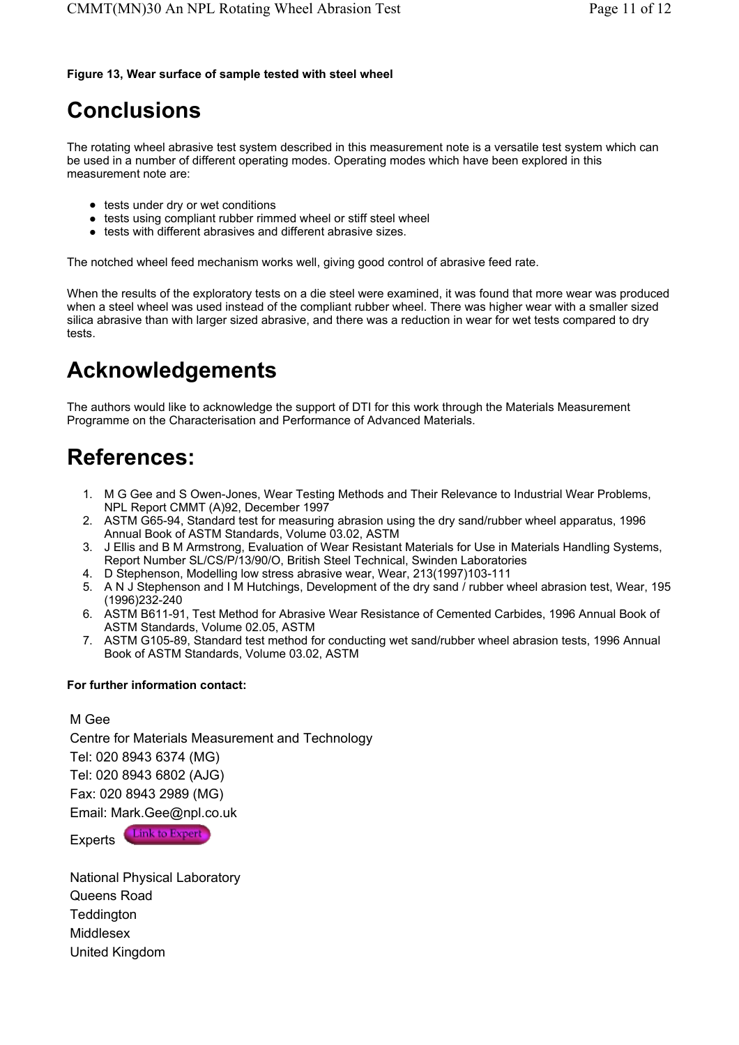**Figure 13, Wear surface of sample tested with steel wheel**

# Conclusions

The rotating wheel abrasive test system described in this measurement note is a versatile test system which can be used in a number of different operating modes. Operating modes which have been explored in this measurement note are:

- tests under dry or wet conditions
- tests using compliant rubber rimmed wheel or stiff steel wheel
- tests with different abrasives and different abrasive sizes.

The notched wheel feed mechanism works well, giving good control of abrasive feed rate.

When the results of the exploratory tests on a die steel were examined, it was found that more wear was produced when a steel wheel was used instead of the compliant rubber wheel. There was higher wear with a smaller sized silica abrasive than with larger sized abrasive, and there was a reduction in wear for wet tests compared to dry tests.

# Acknowledgements

The authors would like to acknowledge the support of DTI for this work through the Materials Measurement Programme on the Characterisation and Performance of Advanced Materials.

# References:

1. M G Gee and S Owen-Jones, Wear Testing Methods and Their Relevance to Industrial Wear Problems, NPL Report CMMT (A)92, December 1997
2. ASTM G65-94, Standard test for measuring abrasion using the dry sand/rubber wheel apparatus, 1996 Annual Book of ASTM Standards, Volume 03.02, ASTM
3. J Ellis and B M Armstrong, Evaluation of Wear Resistant Materials for Use in Materials Handling Systems, Report Number SL/CS/P/13/90/O, British Steel Technical, Swinden Laboratories
4. D Stephenson, Modelling low stress abrasive wear, Wear, 213(1997)103-111
5. A N J Stephenson and I M Hutchings, Development of the dry sand / rubber wheel abrasion test, Wear, 195 (1996)232-240
6. ASTM B611-91, Test Method for Abrasive Wear Resistance of Cemented Carbides, 1996 Annual Book of ASTM Standards, Volume 02.05, ASTM
7. ASTM G105-89, Standard test method for conducting wet sand/rubber wheel abrasion tests, 1996 Annual Book of ASTM Standards, Volume 03.02, ASTM

**For further information contact:**

M Gee
Centre for Materials Measurement and Technology
Tel: 020 8943 6374 (MG)
Tel: 020 8943 6802 (AJG)
Fax: 020 8943 2989 (MG)
Email: Mark.Gee@npl.co.uk
Experts Link to Expert

National Physical Laboratory
Queens Road
Teddington
Middlesex
United Kingdom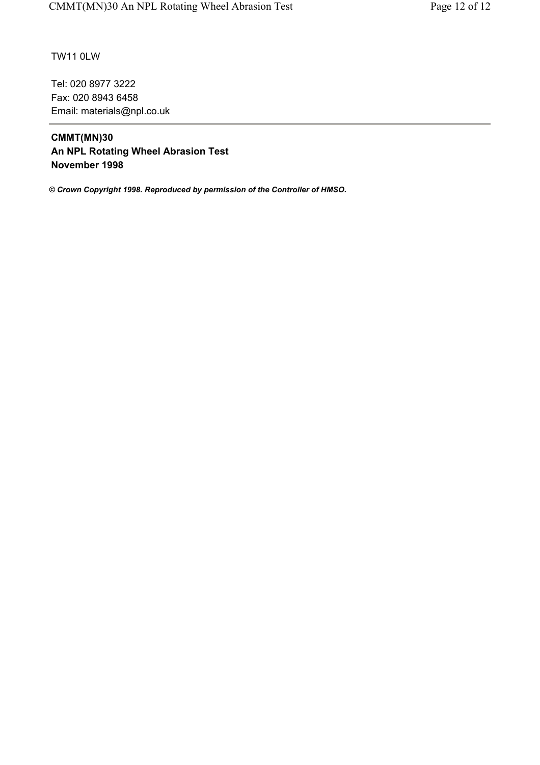TW11 0LW

Tel: 020 8977 3222
Fax: 020 8943 6458
Email: materials@npl.co.uk

---

**CMMT(MN)30**
**An NPL Rotating Wheel Abrasion Test**
**November 1998**

***© Crown Copyright 1998. Reproduced by permission of the Controller of HMSO.***